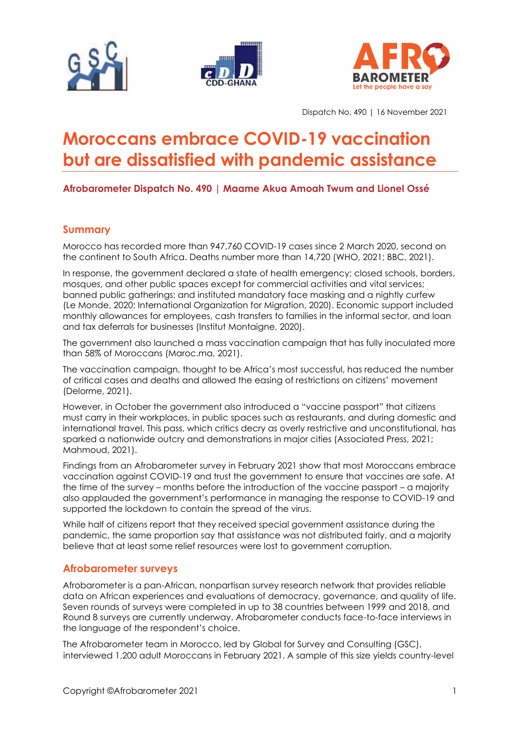Dispatch No. 490 | 16 November 2021

# Moroccans embrace COVID-19 vaccination but are dissatisfied with pandemic assistance

**Afrobarometer Dispatch No. 490 | Maame Akua Amoah Twum and Lionel Ossé**

## Summary

Morocco has recorded more than 947,760 COVID-19 cases since 2 March 2020, second on the continent to South Africa. Deaths number more than 14,720 (WHO, 2021; BBC, 2021).

In response, the government declared a state of health emergency; closed schools, borders, mosques, and other public spaces except for commercial activities and vital services; banned public gatherings; and instituted mandatory face masking and a nightly curfew (Le Monde, 2020; International Organization for Migration, 2020). Economic support included monthly allowances for employees, cash transfers to families in the informal sector, and loan and tax deferrals for businesses (Institut Montaigne, 2020).

The government also launched a mass vaccination campaign that has fully inoculated more than 58% of Moroccans (Maroc.ma, 2021).

The vaccination campaign, thought to be Africa's most successful, has reduced the number of critical cases and deaths and allowed the easing of restrictions on citizens' movement (Delorme, 2021).

However, in October the government also introduced a "vaccine passport" that citizens must carry in their workplaces, in public spaces such as restaurants, and during domestic and international travel. This pass, which critics decry as overly restrictive and unconstitutional, has sparked a nationwide outcry and demonstrations in major cities (Associated Press, 2021; Mahmoud, 2021).

Findings from an Afrobarometer survey in February 2021 show that most Moroccans embrace vaccination against COVID-19 and trust the government to ensure that vaccines are safe. At the time of the survey – months before the introduction of the vaccine passport – a majority also applauded the government's performance in managing the response to COVID-19 and supported the lockdown to contain the spread of the virus.

While half of citizens report that they received special government assistance during the pandemic, the same proportion say that assistance was not distributed fairly, and a majority believe that at least some relief resources were lost to government corruption.

## Afrobarometer surveys

Afrobarometer is a pan-African, nonpartisan survey research network that provides reliable data on African experiences and evaluations of democracy, governance, and quality of life. Seven rounds of surveys were completed in up to 38 countries between 1999 and 2018, and Round 8 surveys are currently underway. Afrobarometer conducts face-to-face interviews in the language of the respondent's choice.

The Afrobarometer team in Morocco, led by Global for Survey and Consulting (GSC), interviewed 1,200 adult Moroccans in February 2021. A sample of this size yields country-level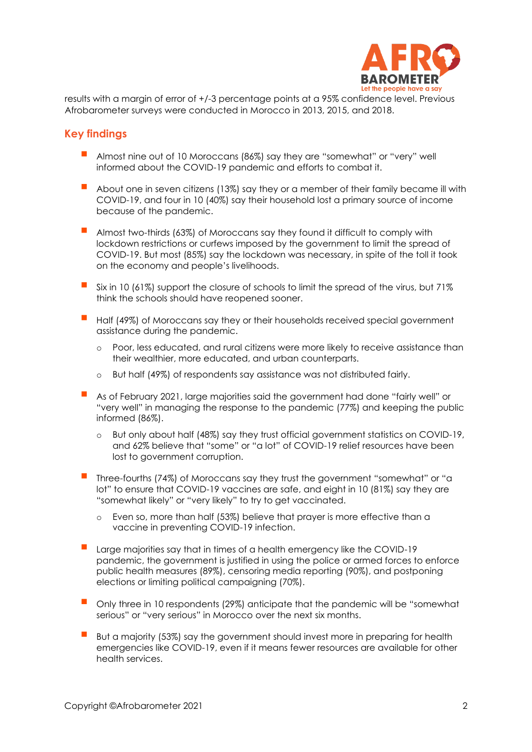results with a margin of error of +/-3 percentage points at a 95% confidence level. Previous Afrobarometer surveys were conducted in Morocco in 2013, 2015, and 2018.

## Key findings

- Almost nine out of 10 Moroccans (86%) say they are "somewhat" or "very" well informed about the COVID-19 pandemic and efforts to combat it.
- About one in seven citizens (13%) say they or a member of their family became ill with COVID-19, and four in 10 (40%) say their household lost a primary source of income because of the pandemic.
- Almost two-thirds (63%) of Moroccans say they found it difficult to comply with lockdown restrictions or curfews imposed by the government to limit the spread of COVID-19. But most (85%) say the lockdown was necessary, in spite of the toll it took on the economy and people's livelihoods.
- Six in 10 (61%) support the closure of schools to limit the spread of the virus, but 71% think the schools should have reopened sooner.
- Half (49%) of Moroccans say they or their households received special government assistance during the pandemic.
    - Poor, less educated, and rural citizens were more likely to receive assistance than their wealthier, more educated, and urban counterparts.
    - But half (49%) of respondents say assistance was not distributed fairly.
- As of February 2021, large majorities said the government had done "fairly well" or "very well" in managing the response to the pandemic (77%) and keeping the public informed (86%).
    - But only about half (48%) say they trust official government statistics on COVID-19, and 62% believe that "some" or "a lot" of COVID-19 relief resources have been lost to government corruption.
- Three-fourths (74%) of Moroccans say they trust the government "somewhat" or "a lot" to ensure that COVID-19 vaccines are safe, and eight in 10 (81%) say they are "somewhat likely" or "very likely" to try to get vaccinated.
    - Even so, more than half (53%) believe that prayer is more effective than a vaccine in preventing COVID-19 infection.
- Large majorities say that in times of a health emergency like the COVID-19 pandemic, the government is justified in using the police or armed forces to enforce public health measures (89%), censoring media reporting (90%), and postponing elections or limiting political campaigning (70%).
- Only three in 10 respondents (29%) anticipate that the pandemic will be "somewhat serious" or "very serious" in Morocco over the next six months.
- But a majority (53%) say the government should invest more in preparing for health emergencies like COVID-19, even if it means fewer resources are available for other health services.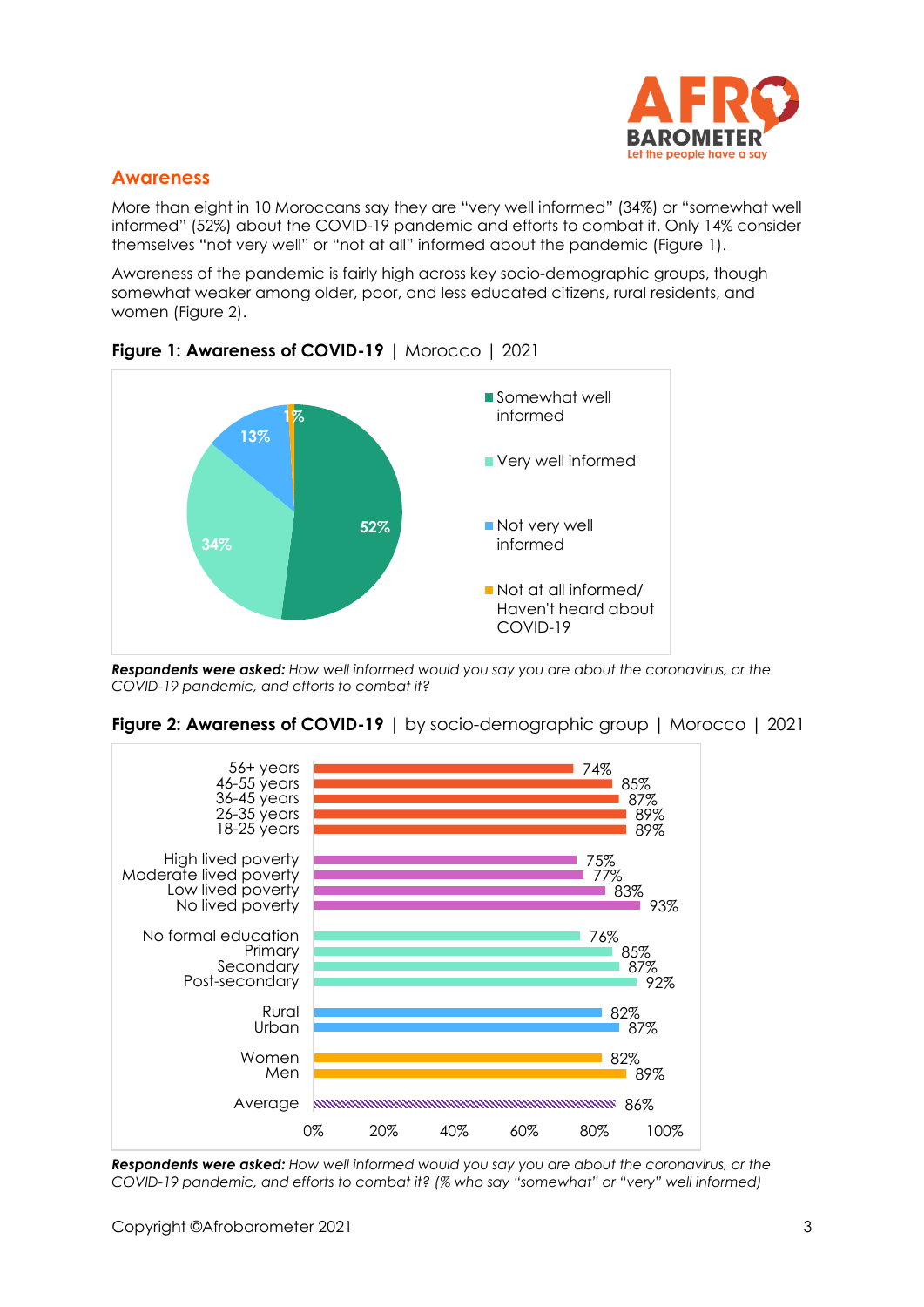## Awareness

More than eight in 10 Moroccans say they are "very well informed" (34%) or "somewhat well informed" (52%) about the COVID-19 pandemic and efforts to combat it. Only 14% consider themselves "not very well" or "not at all" informed about the pandemic (Figure 1).

Awareness of the pandemic is fairly high across key socio-demographic groups, though somewhat weaker among older, poor, and less educated citizens, rural residents, and women (Figure 2).

**Figure 1: Awareness of COVID-19** | Morocco | 2021

| Response | % |
|---|---|
| Somewhat well informed | 52% |
| Very well informed | 34% |
| Not very well informed | 13% |
| Not at all informed/ Haven't heard about COVID-19 | 1% |

***Respondents were asked:*** *How well informed would you say you are about the coronavirus, or the COVID-19 pandemic, and efforts to combat it?*

**Figure 2: Awareness of COVID-19** | by socio-demographic group | Morocco | 2021

| Group | % |
|---|---|
| 56+ years | 74% |
| 46-55 years | 85% |
| 36-45 years | 87% |
| 26-35 years | 89% |
| 18-25 years | 89% |
| High lived poverty | 75% |
| Moderate lived poverty | 77% |
| Low lived poverty | 83% |
| No lived poverty | 93% |
| No formal education | 76% |
| Primary | 85% |
| Secondary | 87% |
| Post-secondary | 92% |
| Rural | 82% |
| Urban | 87% |
| Women | 82% |
| Men | 89% |
| Average | 86% |

***Respondents were asked:*** *How well informed would you say you are about the coronavirus, or the COVID-19 pandemic, and efforts to combat it? (% who say "somewhat" or "very" well informed)*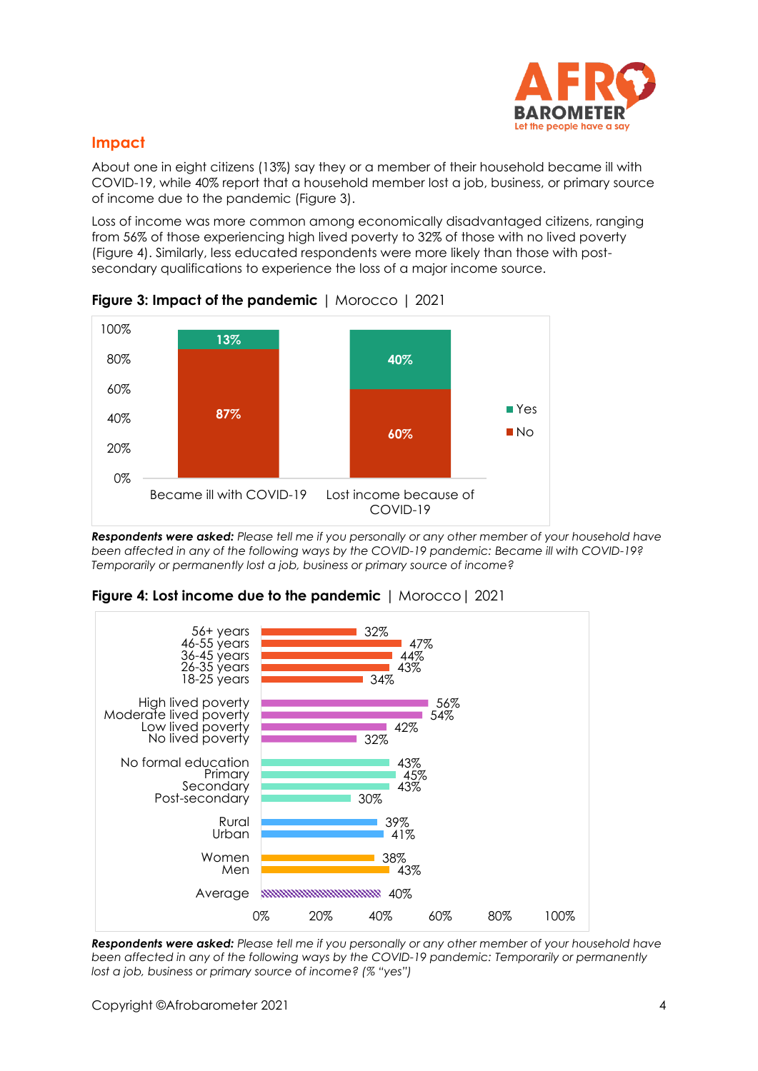## Impact

About one in eight citizens (13%) say they or a member of their household became ill with COVID-19, while 40% report that a household member lost a job, business, or primary source of income due to the pandemic (Figure 3).

Loss of income was more common among economically disadvantaged citizens, ranging from 56% of those experiencing high lived poverty to 32% of those with no lived poverty (Figure 4). Similarly, less educated respondents were more likely than those with post-secondary qualifications to experience the loss of a major income source.

**Figure 3: Impact of the pandemic** | Morocco | 2021

| | Yes | No |
|---|---|---|
| Became ill with COVID-19 | 13% | 87% |
| Lost income because of COVID-19 | 40% | 60% |

***Respondents were asked:*** *Please tell me if you personally or any other member of your household have been affected in any of the following ways by the COVID-19 pandemic: Became ill with COVID-19? Temporarily or permanently lost a job, business or primary source of income?*

**Figure 4: Lost income due to the pandemic** | Morocco | 2021

| Group | % |
|---|---|
| 56+ years | 32% |
| 46-55 years | 47% |
| 36-45 years | 44% |
| 26-35 years | 43% |
| 18-25 years | 34% |
| High lived poverty | 56% |
| Moderate lived poverty | 54% |
| Low lived poverty | 42% |
| No lived poverty | 32% |
| No formal education | 43% |
| Primary | 45% |
| Secondary | 43% |
| Post-secondary | 30% |
| Rural | 39% |
| Urban | 41% |
| Women | 38% |
| Men | 43% |
| Average | 40% |

***Respondents were asked:*** *Please tell me if you personally or any other member of your household have been affected in any of the following ways by the COVID-19 pandemic: Temporarily or permanently lost a job, business or primary source of income? (% "yes")*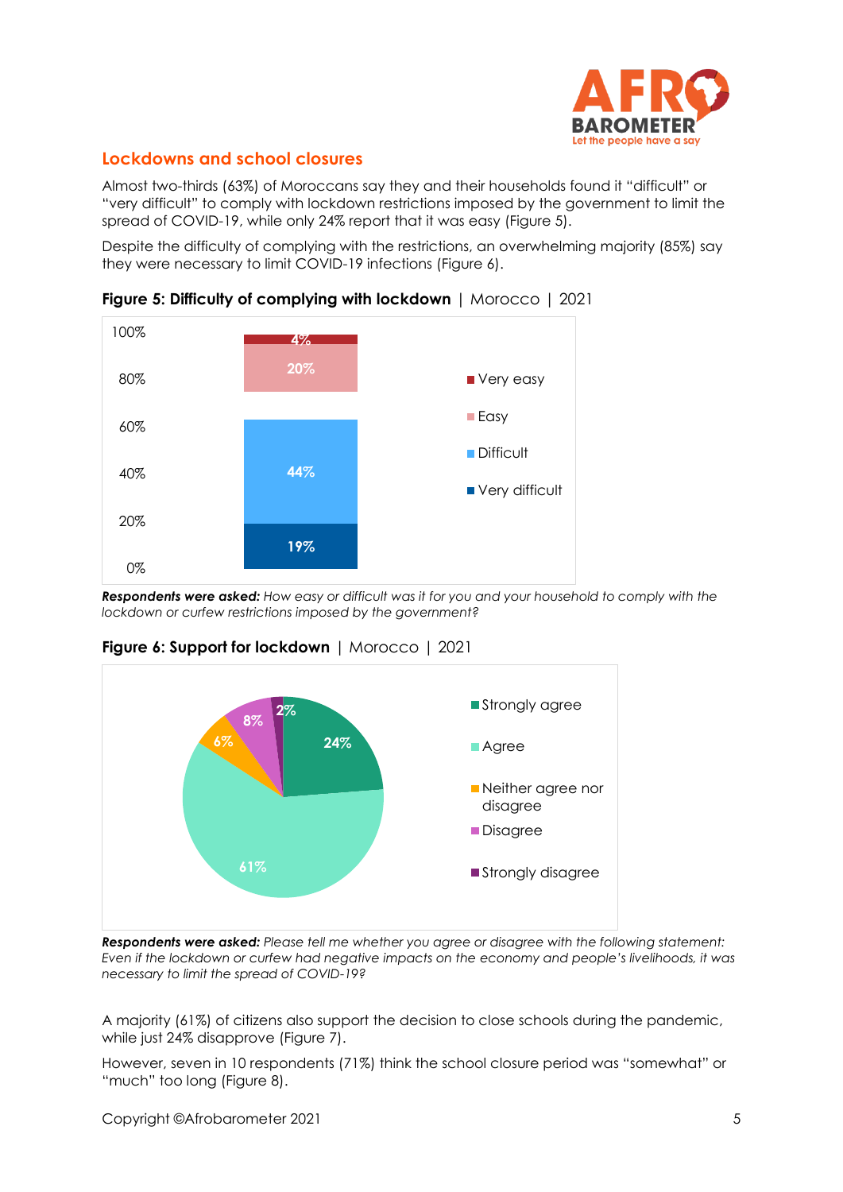## Lockdowns and school closures

Almost two-thirds (63%) of Moroccans say they and their households found it "difficult" or "very difficult" to comply with lockdown restrictions imposed by the government to limit the spread of COVID-19, while only 24% report that it was easy (Figure 5).

Despite the difficulty of complying with the restrictions, an overwhelming majority (85%) say they were necessary to limit COVID-19 infections (Figure 6).

**Figure 5: Difficulty of complying with lockdown** | Morocco | 2021

| Response | % |
|---|---|
| Very easy | 4% |
| Easy | 20% |
| Difficult | 44% |
| Very difficult | 19% |

***Respondents were asked:*** *How easy or difficult was it for you and your household to comply with the lockdown or curfew restrictions imposed by the government?*

**Figure 6: Support for lockdown** | Morocco | 2021

| Response | % |
|---|---|
| Strongly agree | 24% |
| Agree | 61% |
| Neither agree nor disagree | 6% |
| Disagree | 8% |
| Strongly disagree | 2% |

***Respondents were asked:*** *Please tell me whether you agree or disagree with the following statement: Even if the lockdown or curfew had negative impacts on the economy and people's livelihoods, it was necessary to limit the spread of COVID-19?*

A majority (61%) of citizens also support the decision to close schools during the pandemic, while just 24% disapprove (Figure 7).

However, seven in 10 respondents (71%) think the school closure period was "somewhat" or "much" too long (Figure 8).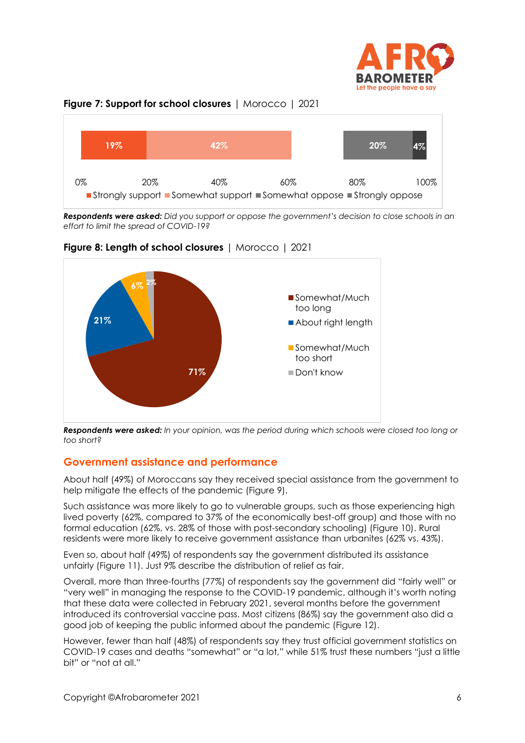**Figure 7: Support for school closures** | Morocco | 2021

| Strongly support | Somewhat support | Somewhat oppose | Strongly oppose |
|---|---|---|---|
| 19% | 42% | 20% | 4% |

***Respondents were asked:*** *Did you support or oppose the government's decision to close schools in an effort to limit the spread of COVID-19?*

**Figure 8: Length of school closures** | Morocco | 2021

| Response | % |
|---|---|
| Somewhat/Much too long | 71% |
| About right length | 21% |
| Somewhat/Much too short | 6% |
| Don't know | 2% |

***Respondents were asked:*** *In your opinion, was the period during which schools were closed too long or too short?*

## Government assistance and performance

About half (49%) of Moroccans say they received special assistance from the government to help mitigate the effects of the pandemic (Figure 9).

Such assistance was more likely to go to vulnerable groups, such as those experiencing high lived poverty (62%, compared to 37% of the economically best-off group) and those with no formal education (62%, vs. 28% of those with post-secondary schooling) (Figure 10). Rural residents were more likely to receive government assistance than urbanites (62% vs. 43%).

Even so, about half (49%) of respondents say the government distributed its assistance unfairly (Figure 11). Just 9% describe the distribution of relief as fair.

Overall, more than three-fourths (77%) of respondents say the government did "fairly well" or "very well" in managing the response to the COVID-19 pandemic, although it's worth noting that these data were collected in February 2021, several months before the government introduced its controversial vaccine pass. Most citizens (86%) say the government also did a good job of keeping the public informed about the pandemic (Figure 12).

However, fewer than half (48%) of respondents say they trust official government statistics on COVID-19 cases and deaths "somewhat" or "a lot," while 51% trust these numbers "just a little bit" or "not at all."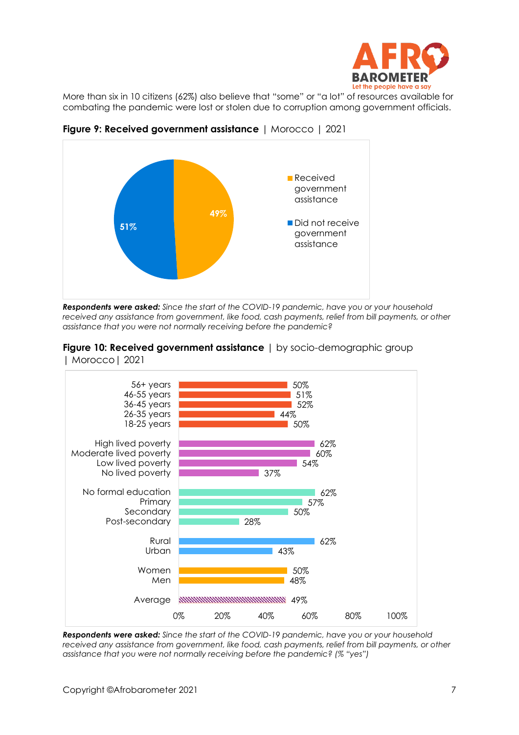More than six in 10 citizens (62%) also believe that "some" or "a lot" of resources available for combating the pandemic were lost or stolen due to corruption among government officials.

**Figure 9: Received government assistance** | Morocco | 2021

| | % |
|---|---|
| Received government assistance | 49% |
| Did not receive government assistance | 51% |

***Respondents were asked:*** *Since the start of the COVID-19 pandemic, have you or your household received any assistance from government, like food, cash payments, relief from bill payments, or other assistance that you were not normally receiving before the pandemic?*

**Figure 10: Received government assistance** | by socio-demographic group | Morocco | 2021

| Group | % |
|---|---|
| 56+ years | 50% |
| 46-55 years | 51% |
| 36-45 years | 52% |
| 26-35 years | 44% |
| 18-25 years | 50% |
| High lived poverty | 62% |
| Moderate lived poverty | 60% |
| Low lived poverty | 54% |
| No lived poverty | 37% |
| No formal education | 62% |
| Primary | 57% |
| Secondary | 50% |
| Post-secondary | 28% |
| Rural | 62% |
| Urban | 43% |
| Women | 50% |
| Men | 48% |
| Average | 49% |

***Respondents were asked:*** *Since the start of the COVID-19 pandemic, have you or your household received any assistance from government, like food, cash payments, relief from bill payments, or other assistance that you were not normally receiving before the pandemic? (% "yes")*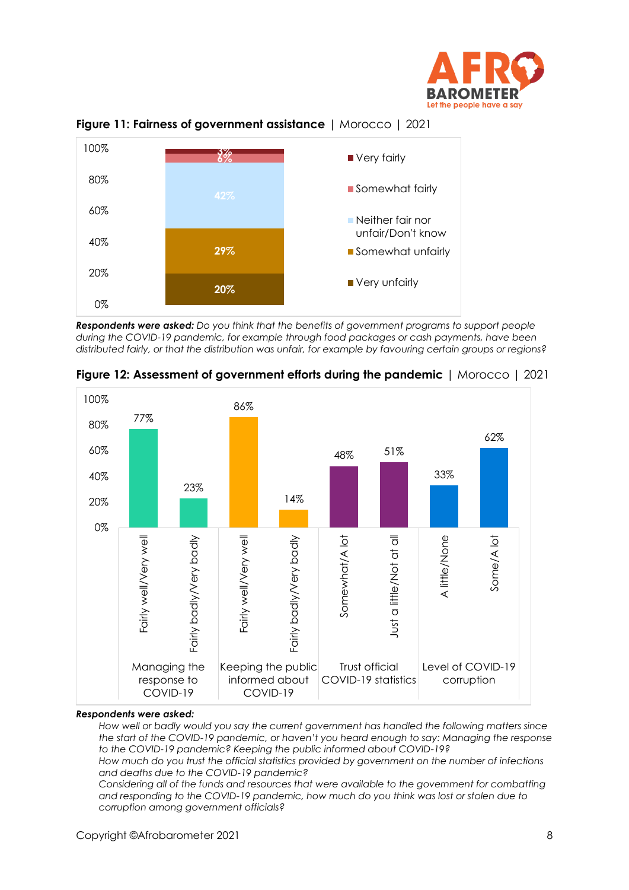**Figure 11: Fairness of government assistance** | Morocco | 2021

| Response | % |
|---|---|
| Very fairly | 3% |
| Somewhat fairly | 6% |
| Neither fair nor unfair/Don't know | 42% |
| Somewhat unfairly | 29% |
| Very unfairly | 20% |

***Respondents were asked:*** *Do you think that the benefits of government programs to support people during the COVID-19 pandemic, for example through food packages or cash payments, have been distributed fairly, or that the distribution was unfair, for example by favouring certain groups or regions?*

**Figure 12: Assessment of government efforts during the pandemic** | Morocco | 2021

| | Response | % |
|---|---|---|
| Managing the response to COVID-19 | Fairly well/Very well | 77% |
| | Fairly badly/Very badly | 23% |
| Keeping the public informed about COVID-19 | Fairly well/Very well | 86% |
| | Fairly badly/Very badly | 14% |
| Trust official COVID-19 statistics | Somewhat/A lot | 48% |
| | Just a little/Not at all | 51% |
| Level of COVID-19 corruption | A little/None | 33% |
| | Some/A lot | 62% |

***Respondents were asked:***

*How well or badly would you say the current government has handled the following matters since the start of the COVID-19 pandemic, or haven't you heard enough to say: Managing the response to the COVID-19 pandemic? Keeping the public informed about COVID-19?*

*How much do you trust the official statistics provided by government on the number of infections and deaths due to the COVID-19 pandemic?*

*Considering all of the funds and resources that were available to the government for combatting and responding to the COVID-19 pandemic, how much do you think was lost or stolen due to corruption among government officials?*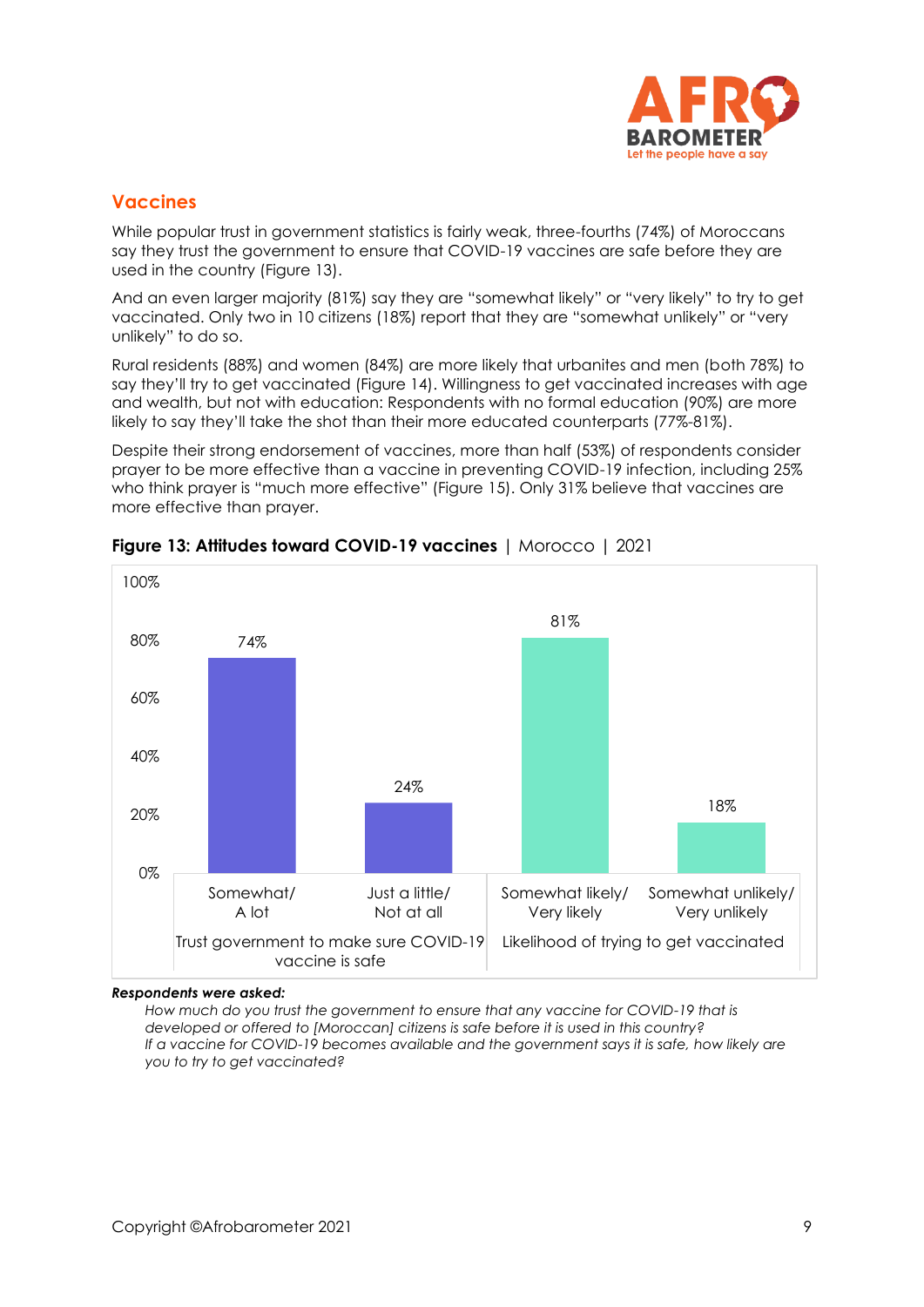## Vaccines

While popular trust in government statistics is fairly weak, three-fourths (74%) of Moroccans say they trust the government to ensure that COVID-19 vaccines are safe before they are used in the country (Figure 13).

And an even larger majority (81%) say they are "somewhat likely" or "very likely" to try to get vaccinated. Only two in 10 citizens (18%) report that they are "somewhat unlikely" or "very unlikely" to do so.

Rural residents (88%) and women (84%) are more likely that urbanites and men (both 78%) to say they'll try to get vaccinated (Figure 14). Willingness to get vaccinated increases with age and wealth, but not with education: Respondents with no formal education (90%) are more likely to say they'll take the shot than their more educated counterparts (77%-81%).

Despite their strong endorsement of vaccines, more than half (53%) of respondents consider prayer to be more effective than a vaccine in preventing COVID-19 infection, including 25% who think prayer is "much more effective" (Figure 15). Only 31% believe that vaccines are more effective than prayer.

**Figure 13: Attitudes toward COVID-19 vaccines** | Morocco | 2021

| | Somewhat/ A lot | Just a little/ Not at all |
|---|---|---|
| Trust government to make sure COVID-19 vaccine is safe | 74% | 24% |

| | Somewhat likely/ Very likely | Somewhat unlikely/ Very unlikely |
|---|---|---|
| Likelihood of trying to get vaccinated | 81% | 18% |

***Respondents were asked:***

*How much do you trust the government to ensure that any vaccine for COVID-19 that is developed or offered to [Moroccan] citizens is safe before it is used in this country?*

*If a vaccine for COVID-19 becomes available and the government says it is safe, how likely are you to try to get vaccinated?*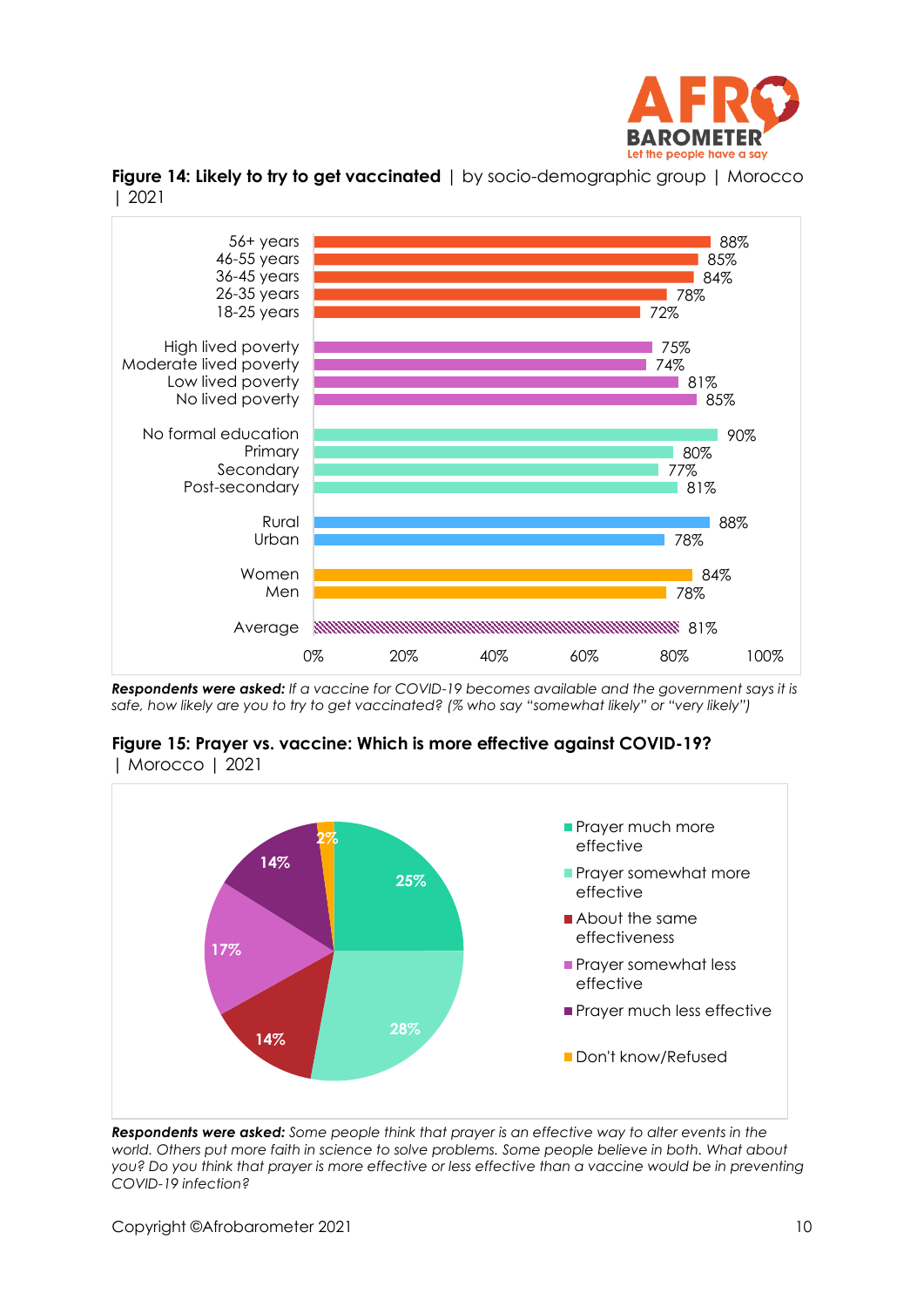**Figure 14: Likely to try to get vaccinated** | by socio-demographic group | Morocco | 2021

| Group | % |
|---|---|
| 56+ years | 88% |
| 46-55 years | 85% |
| 36-45 years | 84% |
| 26-35 years | 78% |
| 18-25 years | 72% |
| High lived poverty | 75% |
| Moderate lived poverty | 74% |
| Low lived poverty | 81% |
| No lived poverty | 85% |
| No formal education | 90% |
| Primary | 80% |
| Secondary | 77% |
| Post-secondary | 81% |
| Rural | 88% |
| Urban | 78% |
| Women | 84% |
| Men | 78% |
| Average | 81% |

***Respondents were asked:*** *If a vaccine for COVID-19 becomes available and the government says it is safe, how likely are you to try to get vaccinated? (% who say "somewhat likely" or "very likely")*

**Figure 15: Prayer vs. vaccine: Which is more effective against COVID-19?** | Morocco | 2021

| Response | % |
|---|---|
| Prayer much more effective | 25% |
| Prayer somewhat more effective | 28% |
| About the same effectiveness | 14% |
| Prayer somewhat less effective | 17% |
| Prayer much less effective | 14% |
| Don't know/Refused | 2% |

***Respondents were asked:*** *Some people think that prayer is an effective way to alter events in the world. Others put more faith in science to solve problems. Some people believe in both. What about you? Do you think that prayer is more effective or less effective than a vaccine would be in preventing COVID-19 infection?*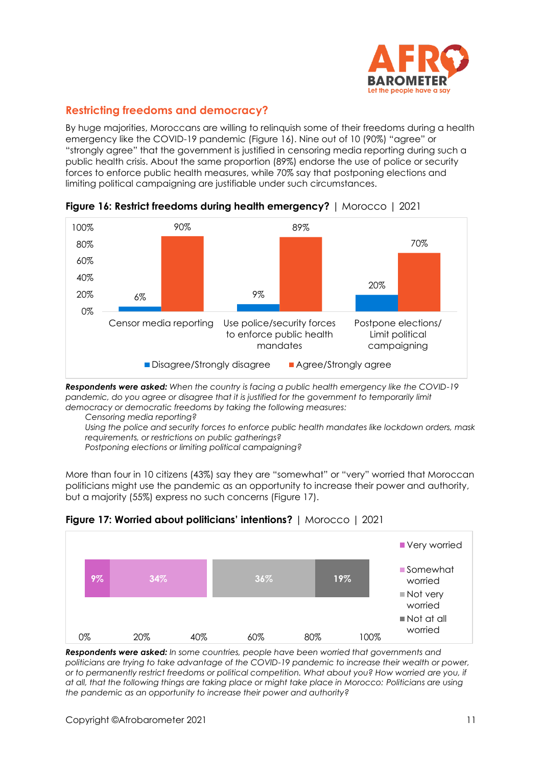## Restricting freedoms and democracy?

By huge majorities, Moroccans are willing to relinquish some of their freedoms during a health emergency like the COVID-19 pandemic (Figure 16). Nine out of 10 (90%) "agree" or "strongly agree" that the government is justified in censoring media reporting during such a public health crisis. About the same proportion (89%) endorse the use of police or security forces to enforce public health measures, while 70% say that postponing elections and limiting political campaigning are justifiable under such circumstances.

**Figure 16: Restrict freedoms during health emergency?** | Morocco | 2021

| | Disagree/Strongly disagree | Agree/Strongly agree |
|---|---|---|
| Censor media reporting | 6% | 90% |
| Use police/security forces to enforce public health mandates | 9% | 89% |
| Postpone elections/ Limit political campaigning | 20% | 70% |

***Respondents were asked:*** *When the country is facing a public health emergency like the COVID-19 pandemic, do you agree or disagree that it is justified for the government to temporarily limit democracy or democratic freedoms by taking the following measures:*

*Censoring media reporting?*

*Using the police and security forces to enforce public health mandates like lockdown orders, mask requirements, or restrictions on public gatherings?*

*Postponing elections or limiting political campaigning?*

More than four in 10 citizens (43%) say they are "somewhat" or "very" worried that Moroccan politicians might use the pandemic as an opportunity to increase their power and authority, but a majority (55%) express no such concerns (Figure 17).

**Figure 17: Worried about politicians' intentions?** | Morocco | 2021

| Very worried | Somewhat worried | Not very worried | Not at all worried |
|---|---|---|---|
| 9% | 34% | 36% | 19% |

***Respondents were asked:*** *In some countries, people have been worried that governments and politicians are trying to take advantage of the COVID-19 pandemic to increase their wealth or power, or to permanently restrict freedoms or political competition. What about you? How worried are you, if at all, that the following things are taking place or might take place in Morocco: Politicians are using the pandemic as an opportunity to increase their power and authority?*

Copyright ©Afrobarometer 2021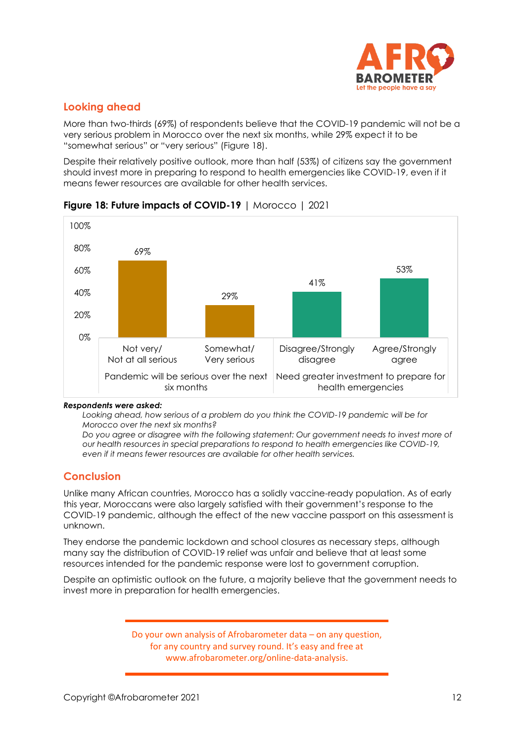## Looking ahead

More than two-thirds (69%) of respondents believe that the COVID-19 pandemic will not be a very serious problem in Morocco over the next six months, while 29% expect it to be "somewhat serious" or "very serious" (Figure 18).

Despite their relatively positive outlook, more than half (53%) of citizens say the government should invest more in preparing to respond to health emergencies like COVID-19, even if it means fewer resources are available for other health services.

**Figure 18: Future impacts of COVID-19** | Morocco | 2021

| | Not very/ Not at all serious | Somewhat/ Very serious | Disagree/Strongly disagree | Agree/Strongly agree |
|---|---|---|---|---|
| | Pandemic will be serious over the next six months | | Need greater investment to prepare for health emergencies | |
| % | 69% | 29% | 41% | 53% |

***Respondents were asked:***

*Looking ahead, how serious of a problem do you think the COVID-19 pandemic will be for Morocco over the next six months?*

*Do you agree or disagree with the following statement: Our government needs to invest more of our health resources in special preparations to respond to health emergencies like COVID-19, even if it means fewer resources are available for other health services.*

## Conclusion

Unlike many African countries, Morocco has a solidly vaccine-ready population. As of early this year, Moroccans were also largely satisfied with their government's response to the COVID-19 pandemic, although the effect of the new vaccine passport on this assessment is unknown.

They endorse the pandemic lockdown and school closures as necessary steps, although many say the distribution of COVID-19 relief was unfair and believe that at least some resources intended for the pandemic response were lost to government corruption.

Despite an optimistic outlook on the future, a majority believe that the government needs to invest more in preparation for health emergencies.

Do your own analysis of Afrobarometer data – on any question, for any country and survey round. It's easy and free at www.afrobarometer.org/online-data-analysis.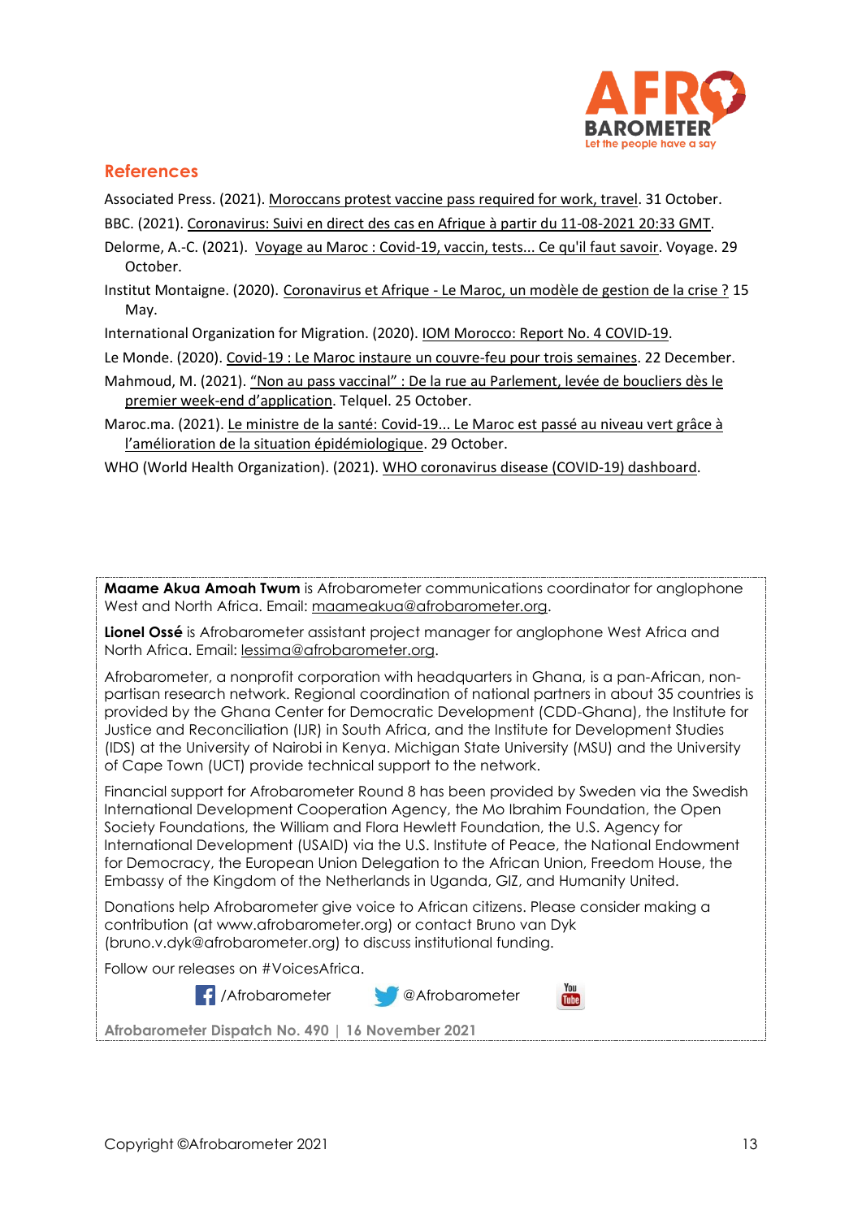## References

Associated Press. (2021). Moroccans protest vaccine pass required for work, travel. 31 October.

BBC. (2021). Coronavirus: Suivi en direct des cas en Afrique à partir du 11-08-2021 20:33 GMT.

Delorme, A.-C. (2021). Voyage au Maroc : Covid-19, vaccin, tests... Ce qu'il faut savoir. Voyage. 29 October.

Institut Montaigne. (2020). Coronavirus et Afrique - Le Maroc, un modèle de gestion de la crise ? 15 May.

International Organization for Migration. (2020). IOM Morocco: Report No. 4 COVID-19.

Le Monde. (2020). Covid-19 : Le Maroc instaure un couvre-feu pour trois semaines. 22 December.

Mahmoud, M. (2021). "Non au pass vaccinal" : De la rue au Parlement, levée de boucliers dès le premier week-end d'application. Telquel. 25 October.

Maroc.ma. (2021). Le ministre de la santé: Covid-19... Le Maroc est passé au niveau vert grâce à l'amélioration de la situation épidémiologique. 29 October.

WHO (World Health Organization). (2021). WHO coronavirus disease (COVID-19) dashboard.

**Maame Akua Amoah Twum** is Afrobarometer communications coordinator for anglophone West and North Africa. Email: maameakua@afrobarometer.org.

**Lionel Ossé** is Afrobarometer assistant project manager for anglophone West Africa and North Africa. Email: lessima@afrobarometer.org.

Afrobarometer, a nonprofit corporation with headquarters in Ghana, is a pan-African, non-partisan research network. Regional coordination of national partners in about 35 countries is provided by the Ghana Center for Democratic Development (CDD-Ghana), the Institute for Justice and Reconciliation (IJR) in South Africa, and the Institute for Development Studies (IDS) at the University of Nairobi in Kenya. Michigan State University (MSU) and the University of Cape Town (UCT) provide technical support to the network.

Financial support for Afrobarometer Round 8 has been provided by Sweden via the Swedish International Development Cooperation Agency, the Mo Ibrahim Foundation, the Open Society Foundations, the William and Flora Hewlett Foundation, the U.S. Agency for International Development (USAID) via the U.S. Institute of Peace, the National Endowment for Democracy, the European Union Delegation to the African Union, Freedom House, the Embassy of the Kingdom of the Netherlands in Uganda, GIZ, and Humanity United.

Donations help Afrobarometer give voice to African citizens. Please consider making a contribution (at www.afrobarometer.org) or contact Bruno van Dyk (bruno.v.dyk@afrobarometer.org) to discuss institutional funding.

Follow our releases on #VoicesAfrica.

/Afrobarometer @Afrobarometer

**Afrobarometer Dispatch No. 490 | 16 November 2021**

Copyright ©Afrobarometer 2021